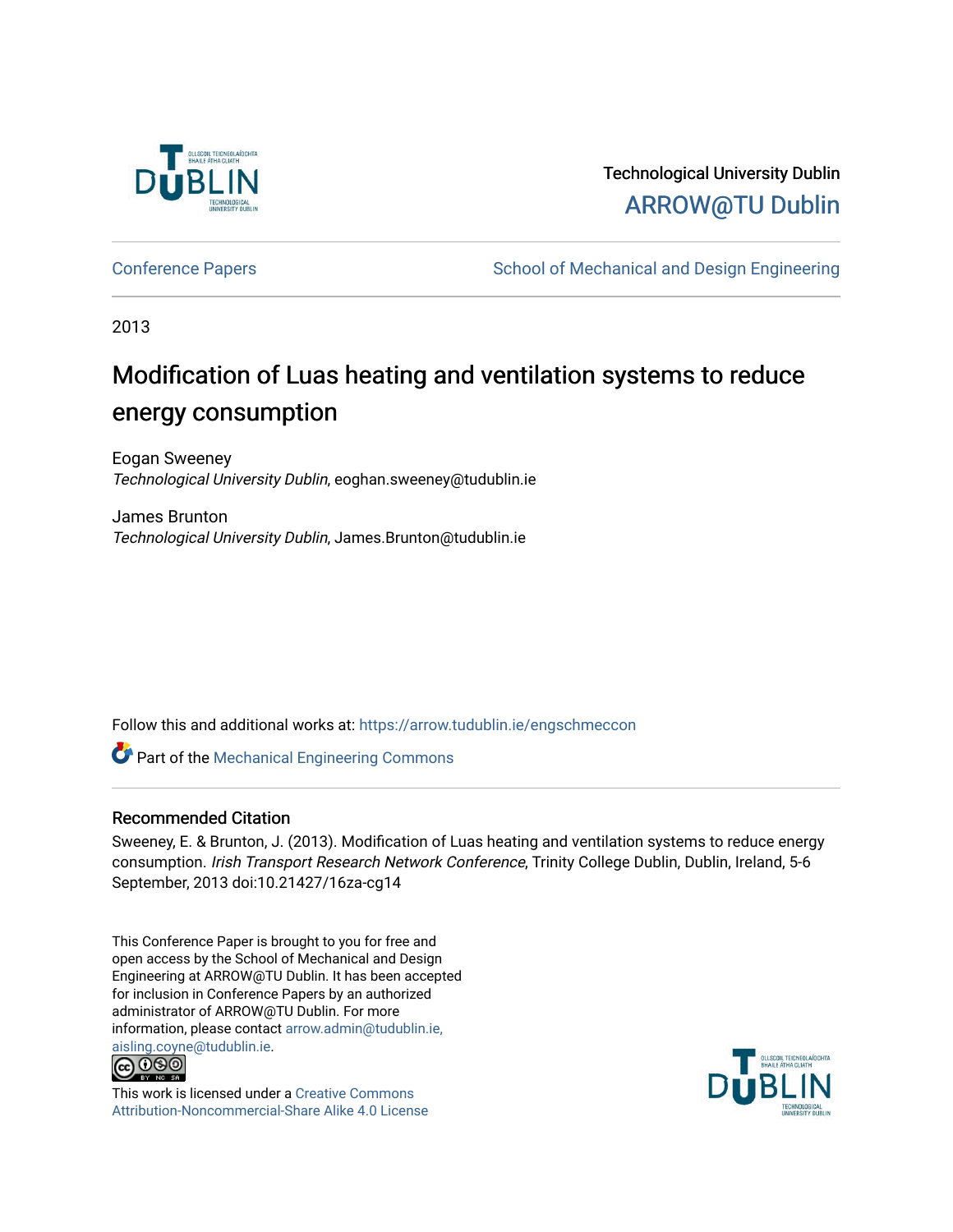Technological University Dublin

ARROW@TU Dublin

Conference Papers | School of Mechanical and Design Engineering

2013

# Modification of Luas heating and ventilation systems to reduce energy consumption

Eogan Sweeney
*Technological University Dublin*, eoghan.sweeney@tudublin.ie

James Brunton
*Technological University Dublin*, James.Brunton@tudublin.ie

Follow this and additional works at: https://arrow.tudublin.ie/engschmeccon

Part of the Mechanical Engineering Commons

## Recommended Citation

Sweeney, E. & Brunton, J. (2013). Modification of Luas heating and ventilation systems to reduce energy consumption. *Irish Transport Research Network Conference*, Trinity College Dublin, Dublin, Ireland, 5-6 September, 2013 doi:10.21427/16za-cg14

This Conference Paper is brought to you for free and open access by the School of Mechanical and Design Engineering at ARROW@TU Dublin. It has been accepted for inclusion in Conference Papers by an authorized administrator of ARROW@TU Dublin. For more information, please contact arrow.admin@tudublin.ie, aisling.coyne@tudublin.ie.

This work is licensed under a Creative Commons Attribution-Noncommercial-Share Alike 4.0 License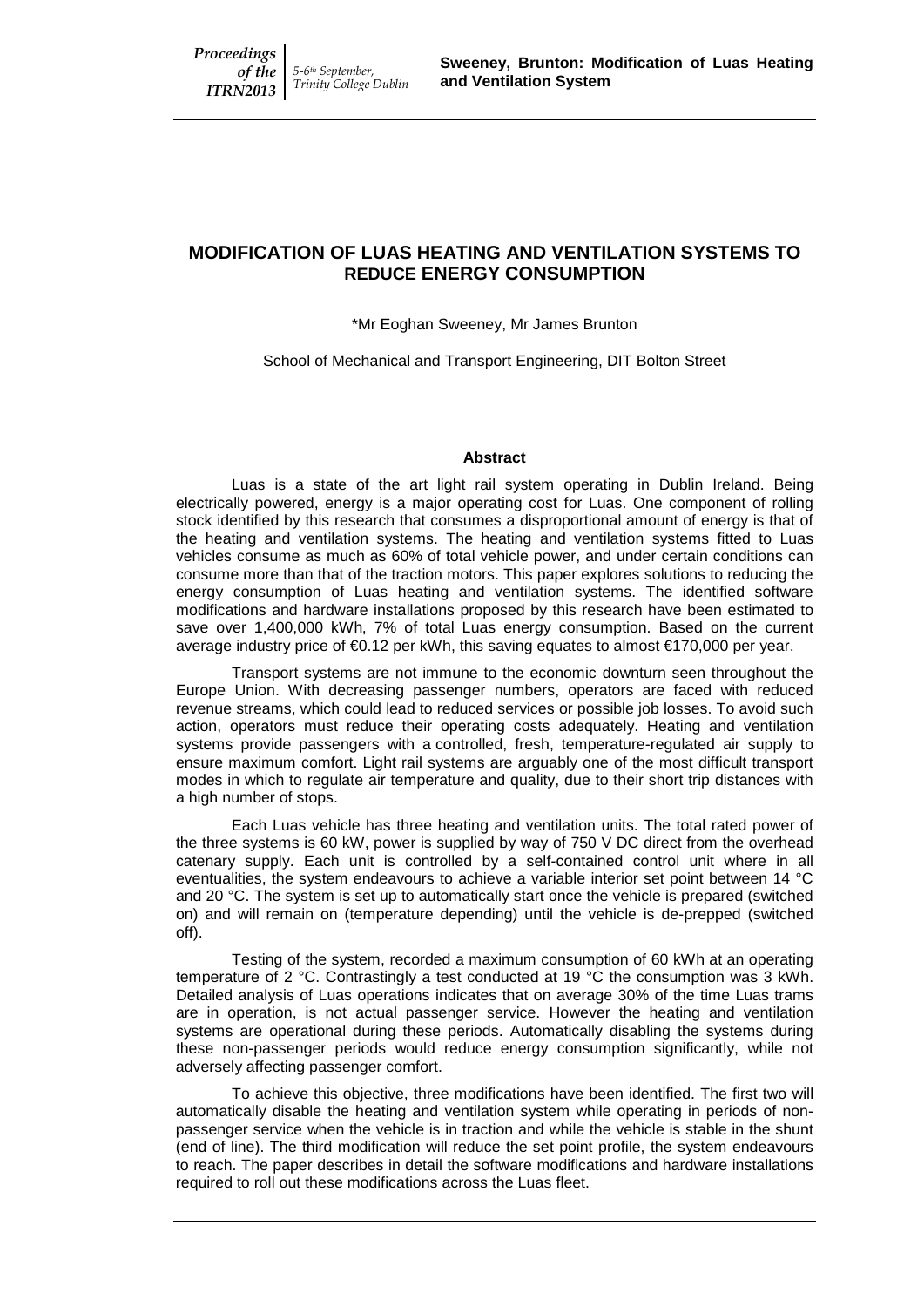# MODIFICATION OF LUAS HEATING AND VENTILATION SYSTEMS TO REDUCE ENERGY CONSUMPTION

*Mr Eoghan Sweeney, Mr James Brunton

School of Mechanical and Transport Engineering, DIT Bolton Street

## Abstract

Luas is a state of the art light rail system operating in Dublin Ireland. Being electrically powered, energy is a major operating cost for Luas. One component of rolling stock identified by this research that consumes a disproportional amount of energy is that of the heating and ventilation systems. The heating and ventilation systems fitted to Luas vehicles consume as much as 60% of total vehicle power, and under certain conditions can consume more than that of the traction motors. This paper explores solutions to reducing the energy consumption of Luas heating and ventilation systems. The identified software modifications and hardware installations proposed by this research have been estimated to save over 1,400,000 kWh, 7% of total Luas energy consumption. Based on the current average industry price of €0.12 per kWh, this saving equates to almost €170,000 per year.

Transport systems are not immune to the economic downturn seen throughout the Europe Union. With decreasing passenger numbers, operators are faced with reduced revenue streams, which could lead to reduced services or possible job losses. To avoid such action, operators must reduce their operating costs adequately. Heating and ventilation systems provide passengers with a controlled, fresh, temperature-regulated air supply to ensure maximum comfort. Light rail systems are arguably one of the most difficult transport modes in which to regulate air temperature and quality, due to their short trip distances with a high number of stops.

Each Luas vehicle has three heating and ventilation units. The total rated power of the three systems is 60 kW, power is supplied by way of 750 V DC direct from the overhead catenary supply. Each unit is controlled by a self-contained control unit where in all eventualities, the system endeavours to achieve a variable interior set point between 14 °C and 20 °C. The system is set up to automatically start once the vehicle is prepared (switched on) and will remain on (temperature depending) until the vehicle is de-prepped (switched off).

Testing of the system, recorded a maximum consumption of 60 kWh at an operating temperature of 2 °C. Contrastingly a test conducted at 19 °C the consumption was 3 kWh. Detailed analysis of Luas operations indicates that on average 30% of the time Luas trams are in operation, is not actual passenger service. However the heating and ventilation systems are operational during these periods. Automatically disabling the systems during these non-passenger periods would reduce energy consumption significantly, while not adversely affecting passenger comfort.

To achieve this objective, three modifications have been identified. The first two will automatically disable the heating and ventilation system while operating in periods of non-passenger service when the vehicle is in traction and while the vehicle is stable in the shunt (end of line). The third modification will reduce the set point profile, the system endeavours to reach. The paper describes in detail the software modifications and hardware installations required to roll out these modifications across the Luas fleet.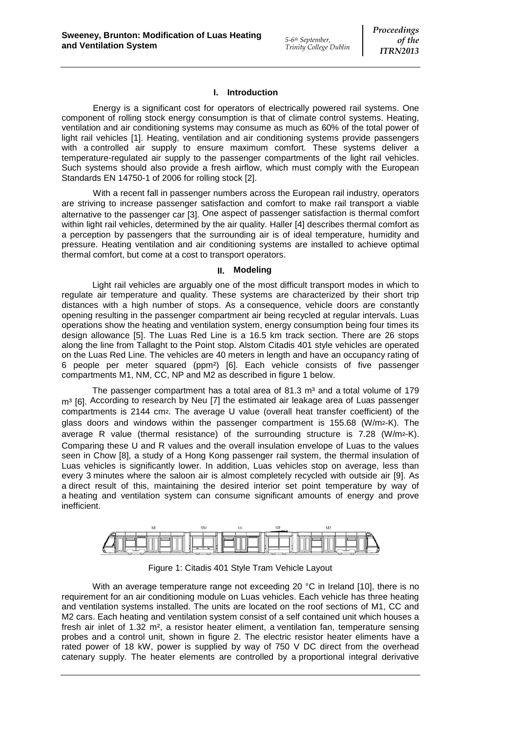## I. Introduction

Energy is a significant cost for operators of electrically powered rail systems. One component of rolling stock energy consumption is that of climate control systems. Heating, ventilation and air conditioning systems may consume as much as 60% of the total power of light rail vehicles [1]. Heating, ventilation and air conditioning systems provide passengers with a controlled air supply to ensure maximum comfort. These systems deliver a temperature-regulated air supply to the passenger compartments of the light rail vehicles. Such systems should also provide a fresh airflow, which must comply with the European Standards EN 14750-1 of 2006 for rolling stock [2].

With a recent fall in passenger numbers across the European rail industry, operators are striving to increase passenger satisfaction and comfort to make rail transport a viable alternative to the passenger car [3]. One aspect of passenger satisfaction is thermal comfort within light rail vehicles, determined by the air quality. Haller [4] describes thermal comfort as a perception by passengers that the surrounding air is of ideal temperature, humidity and pressure. Heating ventilation and air conditioning systems are installed to achieve optimal thermal comfort, but come at a cost to transport operators.

## II. Modeling

Light rail vehicles are arguably one of the most difficult transport modes in which to regulate air temperature and quality. These systems are characterized by their short trip distances with a high number of stops. As a consequence, vehicle doors are constantly opening resulting in the passenger compartment air being recycled at regular intervals. Luas operations show the heating and ventilation system, energy consumption being four times its design allowance [5]. The Luas Red Line is a 16.5 km track section. There are 26 stops along the line from Tallaght to the Point stop. Alstom Citadis 401 style vehicles are operated on the Luas Red Line. The vehicles are 40 meters in length and have an occupancy rating of 6 people per meter squared (ppm$^2$) [6]. Each vehicle consists of five passenger compartments M1, NM, CC, NP and M2 as described in figure 1 below.

The passenger compartment has a total area of 81.3 m$^3$ and a total volume of 179 m$^3$ [6]. According to research by Neu [7] the estimated air leakage area of Luas passenger compartments is 2144 cm$^2$. The average U value (overall heat transfer coefficient) of the glass doors and windows within the passenger compartment is 155.68 (W/m$^2$-K). The average R value (thermal resistance) of the surrounding structure is 7.28 (W/m$^2$-K). Comparing these U and R values and the overall insulation envelope of Luas to the values seen in Chow [8], a study of a Hong Kong passenger rail system, the thermal insulation of Luas vehicles is significantly lower. In addition, Luas vehicles stop on average, less than every 3 minutes where the saloon air is almost completely recycled with outside air [9]. As a direct result of this, maintaining the desired interior set point temperature by way of a heating and ventilation system can consume significant amounts of energy and prove inefficient.

Figure 1: Citadis 401 Style Tram Vehicle Layout

With an average temperature range not exceeding 20 °C in Ireland [10], there is no requirement for an air conditioning module on Luas vehicles. Each vehicle has three heating and ventilation systems installed. The units are located on the roof sections of M1, CC and M2 cars. Each heating and ventilation system consist of a self contained unit which houses a fresh air inlet of 1.32 m$^2$, a resistor heater eliment, a ventilation fan, temperature sensing probes and a control unit, shown in figure 2. The electric resistor heater eliments have a rated power of 18 kW, power is supplied by way of 750 V DC direct from the overhead catenary supply. The heater elements are controlled by a proportional integral derivative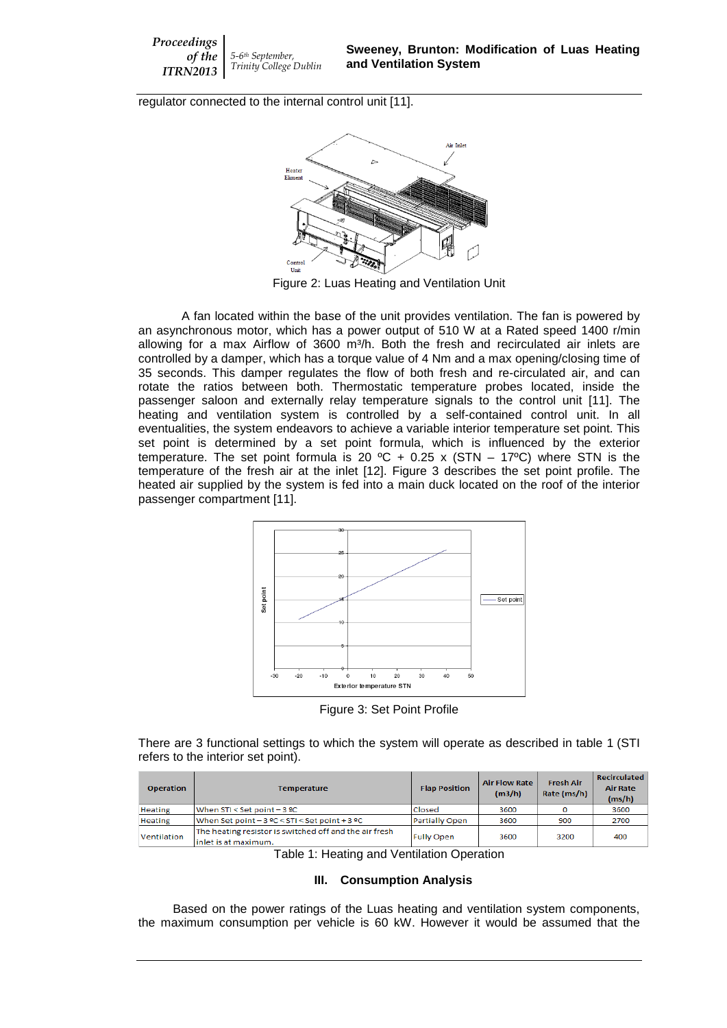regulator connected to the internal control unit [11].

Figure 2: Luas Heating and Ventilation Unit

A fan located within the base of the unit provides ventilation. The fan is powered by an asynchronous motor, which has a power output of 510 W at a Rated speed 1400 r/min allowing for a max Airflow of 3600 m³/h. Both the fresh and recirculated air inlets are controlled by a damper, which has a torque value of 4 Nm and a max opening/closing time of 35 seconds. This damper regulates the flow of both fresh and re-circulated air, and can rotate the ratios between both. Thermostatic temperature probes located, inside the passenger saloon and externally relay temperature signals to the control unit [11]. The heating and ventilation system is controlled by a self-contained control unit. In all eventualities, the system endeavors to achieve a variable interior temperature set point. This set point is determined by a set point formula, which is influenced by the exterior temperature. The set point formula is 20 ºC + 0.25 x (STN – 17ºC) where STN is the temperature of the fresh air at the inlet [12]. Figure 3 describes the set point profile. The heated air supplied by the system is fed into a main duck located on the roof of the interior passenger compartment [11].

Figure 3: Set Point Profile

There are 3 functional settings to which the system will operate as described in table 1 (STI refers to the interior set point).

| Operation | Temperature | Flap Position | Air Flow Rate (m3/h) | Fresh Air Rate (ms/h) | Recirculated Air Rate (ms/h) |
|---|---|---|---|---|---|
| Heating | When STI < Set point – 3 ºC | Closed | 3600 | 0 | 3600 |
| Heating | When Set point – 3 ºC < STI < Set point + 3 ºC | Partially Open | 3600 | 900 | 2700 |
| Ventilation | The heating resistor is switched off and the air fresh inlet is at maximum. | Fully Open | 3600 | 3200 | 400 |

Table 1: Heating and Ventilation Operation

## III. Consumption Analysis

Based on the power ratings of the Luas heating and ventilation system components, the maximum consumption per vehicle is 60 kW. However it would be assumed that the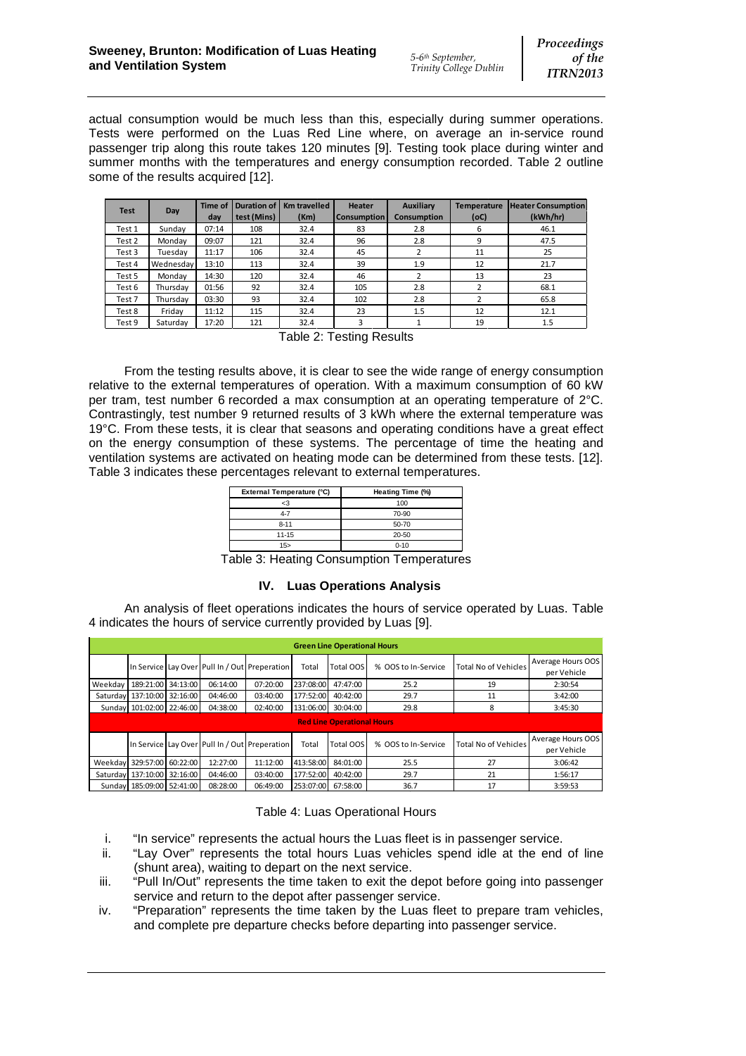actual consumption would be much less than this, especially during summer operations. Tests were performed on the Luas Red Line where, on average an in-service round passenger trip along this route takes 120 minutes [9]. Testing took place during winter and summer months with the temperatures and energy consumption recorded. Table 2 outline some of the results acquired [12].

| Test | Day | Time of day | Duration of test (Mins) | Km travelled (Km) | Heater Consumption | Auxiliary Consumption | Temperature (oC) | Heater Consumption (kWh/hr) |
|---|---|---|---|---|---|---|---|---|
| Test 1 | Sunday | 07:14 | 108 | 32.4 | 83 | 2.8 | 6 | 46.1 |
| Test 2 | Monday | 09:07 | 121 | 32.4 | 96 | 2.8 | 9 | 47.5 |
| Test 3 | Tuesday | 11:17 | 106 | 32.4 | 45 | 2 | 11 | 25 |
| Test 4 | Wednesday | 13:10 | 113 | 32.4 | 39 | 1.9 | 12 | 21.7 |
| Test 5 | Monday | 14:30 | 120 | 32.4 | 46 | 2 | 13 | 23 |
| Test 6 | Thursday | 01:56 | 92 | 32.4 | 105 | 2.8 | 2 | 68.1 |
| Test 7 | Thursday | 03:30 | 93 | 32.4 | 102 | 2.8 | 2 | 65.8 |
| Test 8 | Friday | 11:12 | 115 | 32.4 | 23 | 1.5 | 12 | 12.1 |
| Test 9 | Saturday | 17:20 | 121 | 32.4 | 3 | 1 | 19 | 1.5 |

Table 2: Testing Results

From the testing results above, it is clear to see the wide range of energy consumption relative to the external temperatures of operation. With a maximum consumption of 60 kW per tram, test number 6 recorded a max consumption at an operating temperature of 2°C. Contrastingly, test number 9 returned results of 3 kWh where the external temperature was 19°C. From these tests, it is clear that seasons and operating conditions have a great effect on the energy consumption of these systems. The percentage of time the heating and ventilation systems are activated on heating mode can be determined from these tests. [12]. Table 3 indicates these percentages relevant to external temperatures.

| External Temperature (°C) | Heating Time (%) |
|---|---|
| <3 | 100 |
| 4-7 | 70-90 |
| 8-11 | 50-70 |
| 11-15 | 20-50 |
| 15> | 0-10 |

Table 3: Heating Consumption Temperatures

## IV. Luas Operations Analysis

An analysis of fleet operations indicates the hours of service operated by Luas. Table 4 indicates the hours of service currently provided by Luas [9].

| **Green Line Operational Hours** | | | | | | | | | |
|---|---|---|---|---|---|---|---|---|---|
| | In Service | Lay Over | Pull In / Out | Preperation | Total | Total OOS | % OOS to In-Service | Total No of Vehicles | Average Hours OOS per Vehicle |
| Weekday | 189:21:00 | 34:13:00 | 06:14:00 | 07:20:00 | 237:08:00 | 47:47:00 | 25.2 | 19 | 2:30:54 |
| Saturday | 137:10:00 | 32:16:00 | 04:46:00 | 03:40:00 | 177:52:00 | 40:42:00 | 29.7 | 11 | 3:42:00 |
| Sunday | 101:02:00 | 22:46:00 | 04:38:00 | 02:40:00 | 131:06:00 | 30:04:00 | 29.8 | 8 | 3:45:30 |
| **Red Line Operational Hours** | | | | | | | | | |
| | In Service | Lay Over | Pull In / Out | Preperation | Total | Total OOS | % OOS to In-Service | Total No of Vehicles | Average Hours OOS per Vehicle |
| Weekday | 329:57:00 | 60:22:00 | 12:27:00 | 11:12:00 | 413:58:00 | 84:01:00 | 25.5 | 27 | 3:06:42 |
| Saturday | 137:10:00 | 32:16:00 | 04:46:00 | 03:40:00 | 177:52:00 | 40:42:00 | 29.7 | 21 | 1:56:17 |
| Sunday | 185:09:00 | 52:41:00 | 08:28:00 | 06:49:00 | 253:07:00 | 67:58:00 | 36.7 | 17 | 3:59:53 |

Table 4: Luas Operational Hours

i. "In service" represents the actual hours the Luas fleet is in passenger service.
ii. "Lay Over" represents the total hours Luas vehicles spend idle at the end of line (shunt area), waiting to depart on the next service.
iii. "Pull In/Out" represents the time taken to exit the depot before going into passenger service and return to the depot after passenger service.
iv. "Preparation" represents the time taken by the Luas fleet to prepare tram vehicles, and complete pre departure checks before departing into passenger service.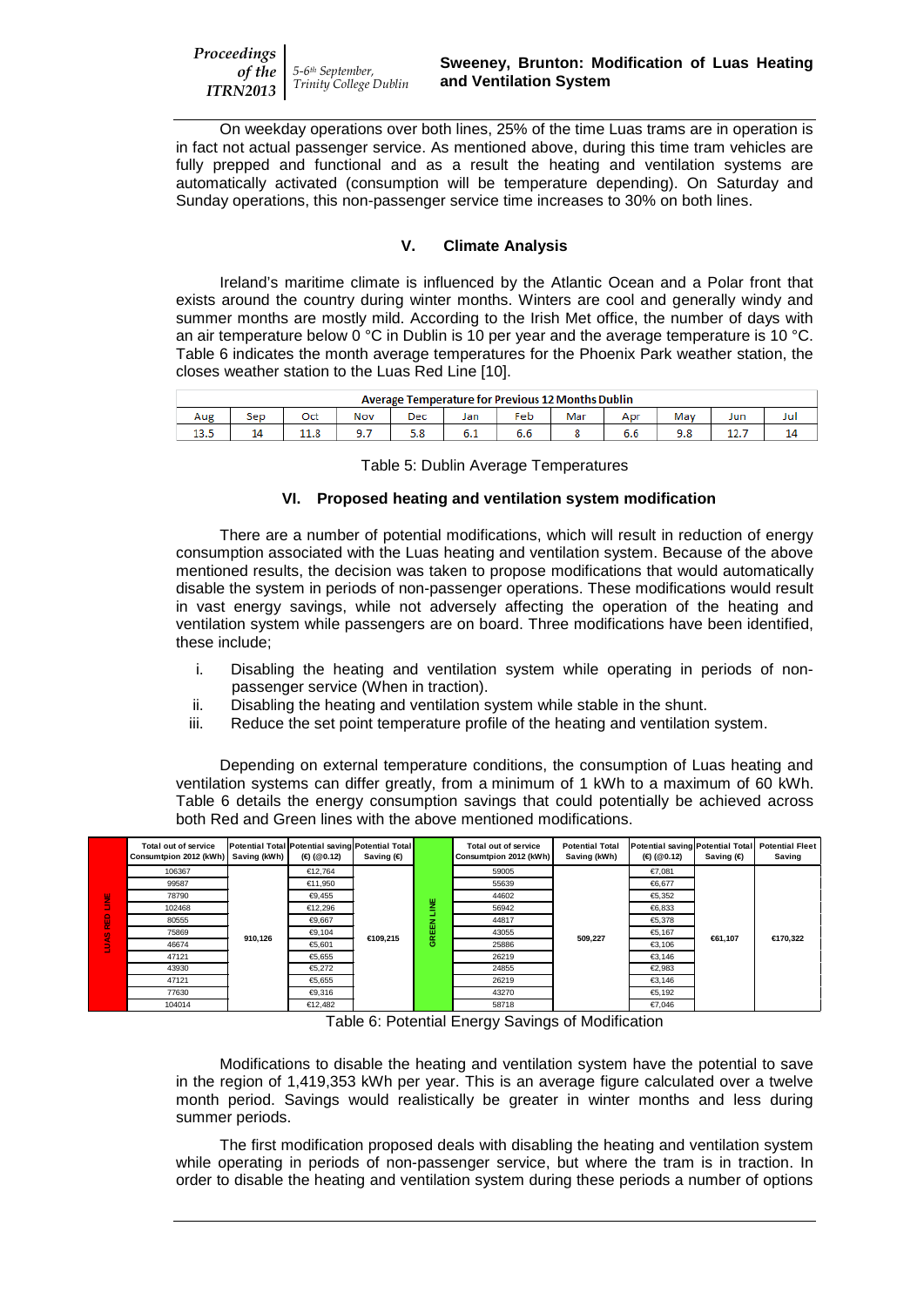On weekday operations over both lines, 25% of the time Luas trams are in operation is in fact not actual passenger service. As mentioned above, during this time tram vehicles are fully prepped and functional and as a result the heating and ventilation systems are automatically activated (consumption will be temperature depending). On Saturday and Sunday operations, this non-passenger service time increases to 30% on both lines.

## V. Climate Analysis

Ireland's maritime climate is influenced by the Atlantic Ocean and a Polar front that exists around the country during winter months. Winters are cool and generally windy and summer months are mostly mild. According to the Irish Met office, the number of days with an air temperature below 0 °C in Dublin is 10 per year and the average temperature is 10 °C. Table 6 indicates the month average temperatures for the Phoenix Park weather station, the closes weather station to the Luas Red Line [10].

| Average Temperature for Previous 12 Months Dublin | | | | | | | | | | | |
|---|---|---|---|---|---|---|---|---|---|---|---|
| Aug | Sep | Oct | Nov | Dec | Jan | Feb | Mar | Apr | May | Jun | Jul |
| 13.5 | 14 | 11.8 | 9.7 | 5.8 | 6.1 | 6.6 | 8 | 6.6 | 9.8 | 12.7 | 14 |

Table 5: Dublin Average Temperatures

## VI. Proposed heating and ventilation system modification

There are a number of potential modifications, which will result in reduction of energy consumption associated with the Luas heating and ventilation system. Because of the above mentioned results, the decision was taken to propose modifications that would automatically disable the system in periods of non-passenger operations. These modifications would result in vast energy savings, while not adversely affecting the operation of the heating and ventilation system while passengers are on board. Three modifications have been identified, these include;

i. Disabling the heating and ventilation system while operating in periods of non-passenger service (When in traction).
ii. Disabling the heating and ventilation system while stable in the shunt.
iii. Reduce the set point temperature profile of the heating and ventilation system.

Depending on external temperature conditions, the consumption of Luas heating and ventilation systems can differ greatly, from a minimum of 1 kWh to a maximum of 60 kWh. Table 6 details the energy consumption savings that could potentially be achieved across both Red and Green lines with the above mentioned modifications.

| | Total out of service Consumtpion 2012 (kWh) | Potential Total Saving (kWh) | Potential saving (€) (@0.12) | Potential Total Saving (€) | | Total out of service Consumtpion 2012 (kWh) | Potential Total Saving (kWh) | Potential saving (€) (@0.12) | Potential Total Saving (€) | Potential Fleet Saving |
|---|---|---|---|---|---|---|---|---|---|---|
| LUAS RED LINE | 106367 | 910,126 | €12,764 | €109,215 | GREEN LINE | 59005 | 509,227 | €7,081 | €61,107 | €170,322 |
| | 99587 | | €11,950 | | | 55639 | | €6,677 | | |
| | 78790 | | €9,455 | | | 44602 | | €5,352 | | |
| | 102468 | | €12,296 | | | 56942 | | €6,833 | | |
| | 80555 | | €9,667 | | | 44817 | | €5,378 | | |
| | 75869 | | €9,104 | | | 43055 | | €5,167 | | |
| | 46674 | | €5,601 | | | 25886 | | €3,106 | | |
| | 47121 | | €5,655 | | | 26219 | | €3,146 | | |
| | 43930 | | €5,272 | | | 24855 | | €2,983 | | |
| | 47121 | | €5,655 | | | 26219 | | €3,146 | | |
| | 77630 | | €9,316 | | | 43270 | | €5,192 | | |
| | 104014 | | €12,482 | | | 58718 | | €7,046 | | |

Table 6: Potential Energy Savings of Modification

Modifications to disable the heating and ventilation system have the potential to save in the region of 1,419,353 kWh per year. This is an average figure calculated over a twelve month period. Savings would realistically be greater in winter months and less during summer periods.

The first modification proposed deals with disabling the heating and ventilation system while operating in periods of non-passenger service, but where the tram is in traction. In order to disable the heating and ventilation system during these periods a number of options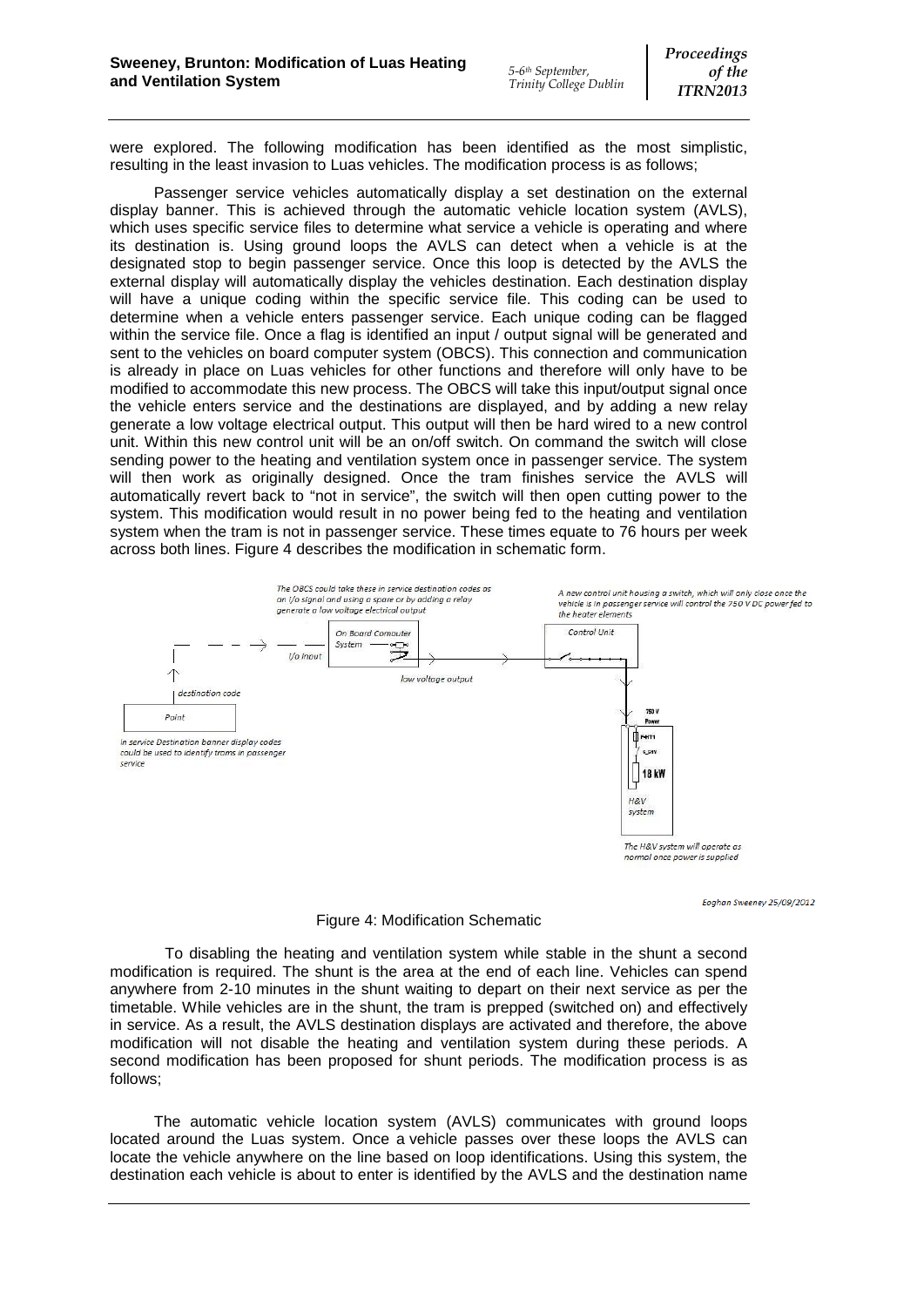were explored. The following modification has been identified as the most simplistic, resulting in the least invasion to Luas vehicles. The modification process is as follows;

Passenger service vehicles automatically display a set destination on the external display banner. This is achieved through the automatic vehicle location system (AVLS), which uses specific service files to determine what service a vehicle is operating and where its destination is. Using ground loops the AVLS can detect when a vehicle is at the designated stop to begin passenger service. Once this loop is detected by the AVLS the external display will automatically display the vehicles destination. Each destination display will have a unique coding within the specific service file. This coding can be used to determine when a vehicle enters passenger service. Each unique coding can be flagged within the service file. Once a flag is identified an input / output signal will be generated and sent to the vehicles on board computer system (OBCS). This connection and communication is already in place on Luas vehicles for other functions and therefore will only have to be modified to accommodate this new process. The OBCS will take this input/output signal once the vehicle enters service and the destinations are displayed, and by adding a new relay generate a low voltage electrical output. This output will then be hard wired to a new control unit. Within this new control unit will be an on/off switch. On command the switch will close sending power to the heating and ventilation system once in passenger service. The system will then work as originally designed. Once the tram finishes service the AVLS will automatically revert back to "not in service", the switch will then open cutting power to the system. This modification would result in no power being fed to the heating and ventilation system when the tram is not in passenger service. These times equate to 76 hours per week across both lines. Figure 4 describes the modification in schematic form.

Figure 4: Modification Schematic

To disabling the heating and ventilation system while stable in the shunt a second modification is required. The shunt is the area at the end of each line. Vehicles can spend anywhere from 2-10 minutes in the shunt waiting to depart on their next service as per the timetable. While vehicles are in the shunt, the tram is prepped (switched on) and effectively in service. As a result, the AVLS destination displays are activated and therefore, the above modification will not disable the heating and ventilation system during these periods. A second modification has been proposed for shunt periods. The modification process is as follows;

The automatic vehicle location system (AVLS) communicates with ground loops located around the Luas system. Once a vehicle passes over these loops the AVLS can locate the vehicle anywhere on the line based on loop identifications. Using this system, the destination each vehicle is about to enter is identified by the AVLS and the destination name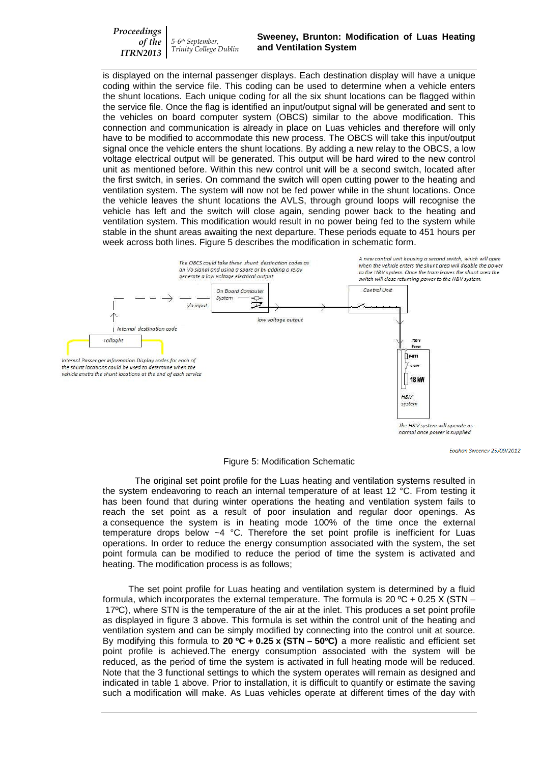is displayed on the internal passenger displays. Each destination display will have a unique coding within the service file. This coding can be used to determine when a vehicle enters the shunt locations. Each unique coding for all the six shunt locations can be flagged within the service file. Once the flag is identified an input/output signal will be generated and sent to the vehicles on board computer system (OBCS) similar to the above modification. This connection and communication is already in place on Luas vehicles and therefore will only have to be modified to accommodate this new process. The OBCS will take this input/output signal once the vehicle enters the shunt locations. By adding a new relay to the OBCS, a low voltage electrical output will be generated. This output will be hard wired to the new control unit as mentioned before. Within this new control unit will be a second switch, located after the first switch, in series. On command the switch will open cutting power to the heating and ventilation system. The system will now not be fed power while in the shunt locations. Once the vehicle leaves the shunt locations the AVLS, through ground loops will recognise the vehicle has left and the switch will close again, sending power back to the heating and ventilation system. This modification would result in no power being fed to the system while stable in the shunt areas awaiting the next departure. These periods equate to 451 hours per week across both lines. Figure 5 describes the modification in schematic form.

Figure 5: Modification Schematic

The original set point profile for the Luas heating and ventilation systems resulted in the system endeavoring to reach an internal temperature of at least 12 °C. From testing it has been found that during winter operations the heating and ventilation system fails to reach the set point as a result of poor insulation and regular door openings. As a consequence the system is in heating mode 100% of the time once the external temperature drops below ~4 °C. Therefore the set point profile is inefficient for Luas operations. In order to reduce the energy consumption associated with the system, the set point formula can be modified to reduce the period of time the system is activated and heating. The modification process is as follows;

The set point profile for Luas heating and ventilation system is determined by a fluid formula, which incorporates the external temperature. The formula is $20\,^{\circ}C + 0.25\ X\ (STN - 17^{\circ}C)$, where STN is the temperature of the air at the inlet. This produces a set point profile as displayed in figure 3 above. This formula is set within the control unit of the heating and ventilation system and can be simply modified by connecting into the control unit at source. By modifying this formula to $\mathbf{20\,^{\circ}C + 0.25\ x\ (STN - 50^{\circ}C)}$ a more realistic and efficient set point profile is achieved.The energy consumption associated with the system will be reduced, as the period of time the system is activated in full heating mode will be reduced. Note that the 3 functional settings to which the system operates will remain as designed and indicated in table 1 above. Prior to installation, it is difficult to quantify or estimate the saving such a modification will make. As Luas vehicles operate at different times of the day with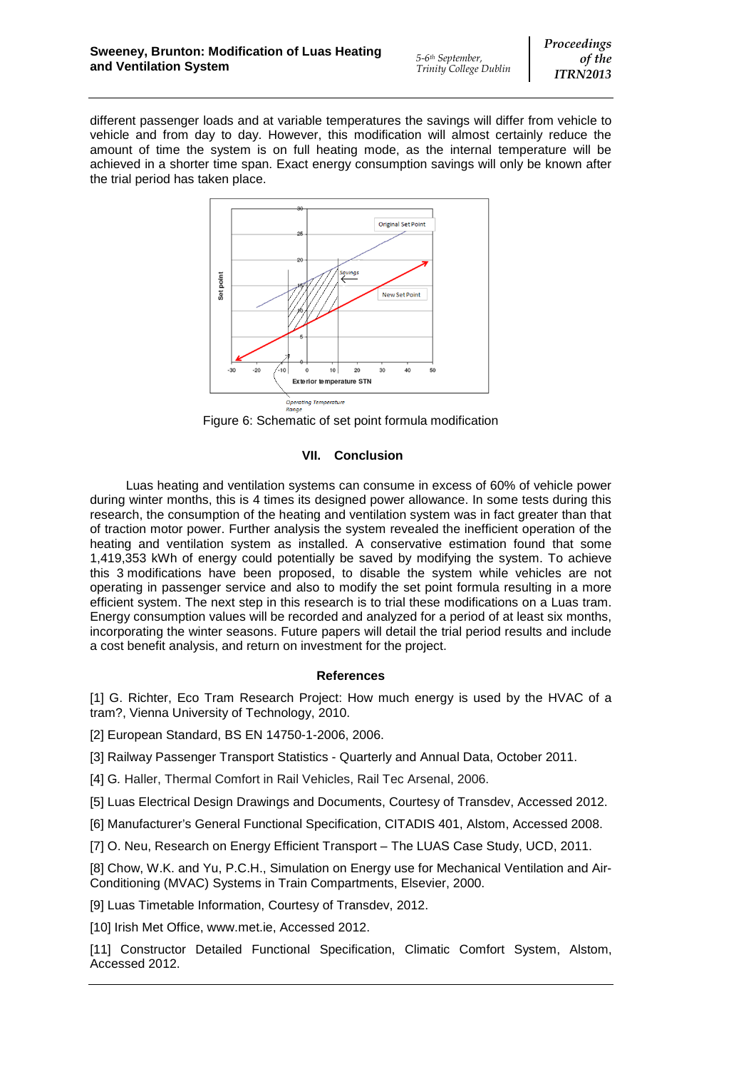different passenger loads and at variable temperatures the savings will differ from vehicle to vehicle and from day to day. However, this modification will almost certainly reduce the amount of time the system is on full heating mode, as the internal temperature will be achieved in a shorter time span. Exact energy consumption savings will only be known after the trial period has taken place.

Figure 6: Schematic of set point formula modification

## VII. Conclusion

Luas heating and ventilation systems can consume in excess of 60% of vehicle power during winter months, this is 4 times its designed power allowance. In some tests during this research, the consumption of the heating and ventilation system was in fact greater than that of traction motor power. Further analysis the system revealed the inefficient operation of the heating and ventilation system as installed. A conservative estimation found that some 1,419,353 kWh of energy could potentially be saved by modifying the system. To achieve this 3 modifications have been proposed, to disable the system while vehicles are not operating in passenger service and also to modify the set point formula resulting in a more efficient system. The next step in this research is to trial these modifications on a Luas tram. Energy consumption values will be recorded and analyzed for a period of at least six months, incorporating the winter seasons. Future papers will detail the trial period results and include a cost benefit analysis, and return on investment for the project.

## References

[1] G. Richter, Eco Tram Research Project: How much energy is used by the HVAC of a tram?, Vienna University of Technology, 2010.

[2] European Standard, BS EN 14750-1-2006, 2006.

[3] Railway Passenger Transport Statistics - Quarterly and Annual Data, October 2011.

[4] G. Haller, Thermal Comfort in Rail Vehicles, Rail Tec Arsenal, 2006.

[5] Luas Electrical Design Drawings and Documents, Courtesy of Transdev, Accessed 2012.

[6] Manufacturer's General Functional Specification, CITADIS 401, Alstom, Accessed 2008.

[7] O. Neu, Research on Energy Efficient Transport – The LUAS Case Study, UCD, 2011.

[8] Chow, W.K. and Yu, P.C.H., Simulation on Energy use for Mechanical Ventilation and Air-Conditioning (MVAC) Systems in Train Compartments, Elsevier, 2000.

[9] Luas Timetable Information, Courtesy of Transdev, 2012.

[10] Irish Met Office, www.met.ie, Accessed 2012.

[11] Constructor Detailed Functional Specification, Climatic Comfort System, Alstom, Accessed 2012.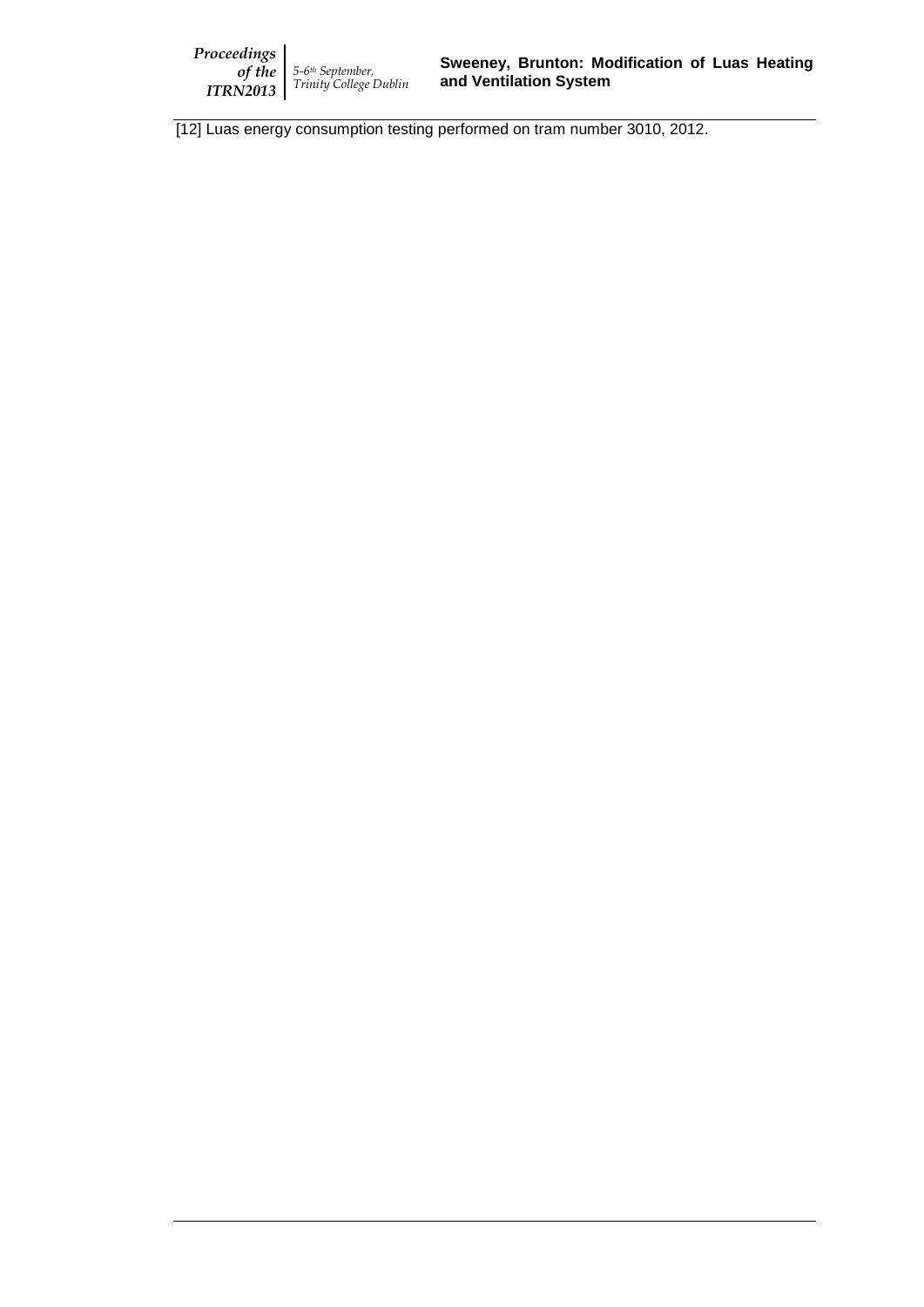[12] Luas energy consumption testing performed on tram number 3010, 2012.